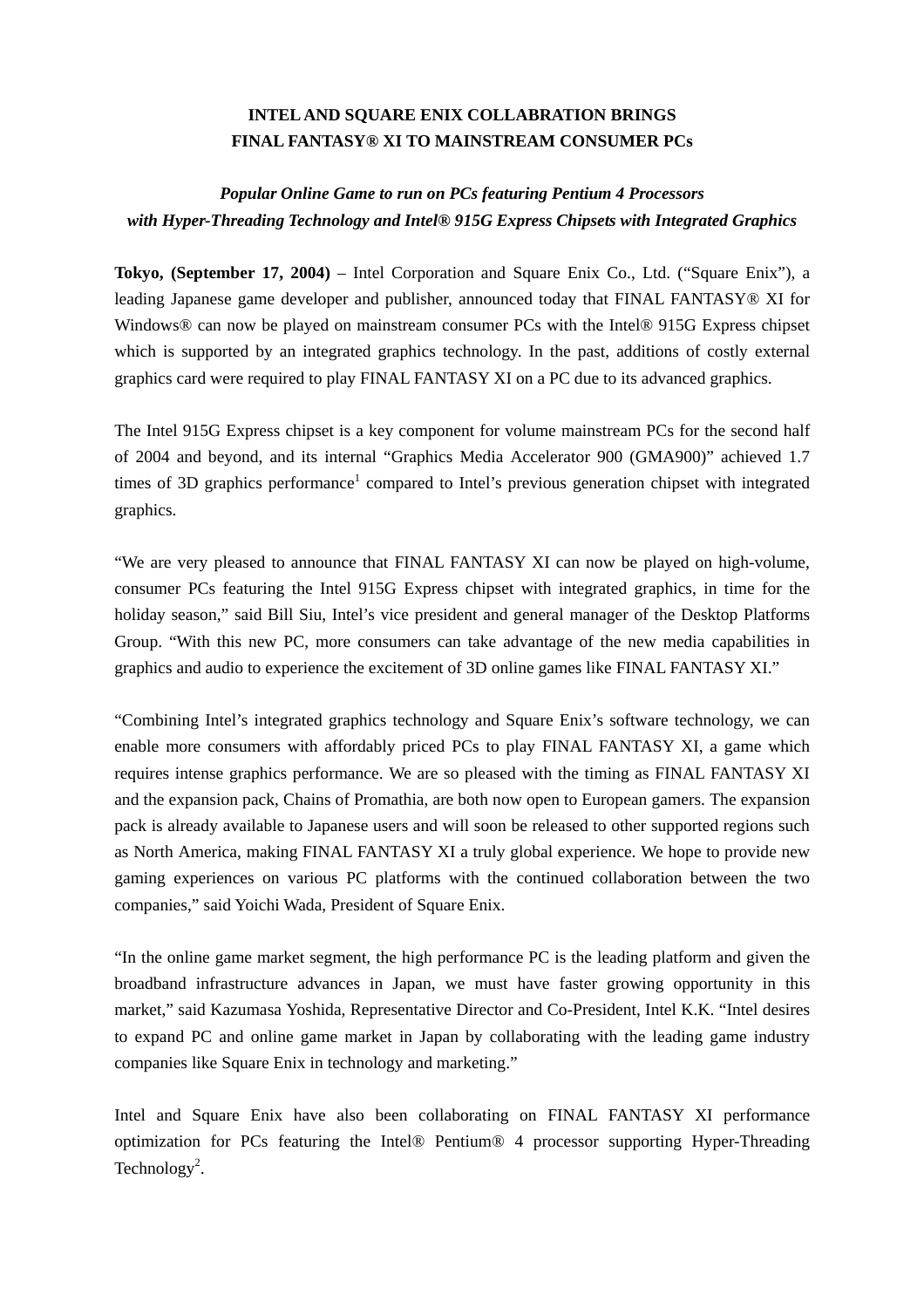# INTEL AND SQUARE ENIX COLLABRATION BRINGS FINAL FANTASY® XI TO MAINSTREAM CONSUMER PCs

***Popular Online Game to run on PCs featuring Pentium 4 Processors with Hyper-Threading Technology and Intel® 915G Express Chipsets with Integrated Graphics***

**Tokyo, (September 17, 2004)** – Intel Corporation and Square Enix Co., Ltd. ("Square Enix"), a leading Japanese game developer and publisher, announced today that FINAL FANTASY® XI for Windows® can now be played on mainstream consumer PCs with the Intel® 915G Express chipset which is supported by an integrated graphics technology. In the past, additions of costly external graphics card were required to play FINAL FANTASY XI on a PC due to its advanced graphics.

The Intel 915G Express chipset is a key component for volume mainstream PCs for the second half of 2004 and beyond, and its internal "Graphics Media Accelerator 900 (GMA900)" achieved 1.7 times of 3D graphics performance[1] compared to Intel's previous generation chipset with integrated graphics.

"We are very pleased to announce that FINAL FANTASY XI can now be played on high-volume, consumer PCs featuring the Intel 915G Express chipset with integrated graphics, in time for the holiday season," said Bill Siu, Intel's vice president and general manager of the Desktop Platforms Group. "With this new PC, more consumers can take advantage of the new media capabilities in graphics and audio to experience the excitement of 3D online games like FINAL FANTASY XI."

"Combining Intel's integrated graphics technology and Square Enix's software technology, we can enable more consumers with affordably priced PCs to play FINAL FANTASY XI, a game which requires intense graphics performance. We are so pleased with the timing as FINAL FANTASY XI and the expansion pack, Chains of Promathia, are both now open to European gamers. The expansion pack is already available to Japanese users and will soon be released to other supported regions such as North America, making FINAL FANTASY XI a truly global experience. We hope to provide new gaming experiences on various PC platforms with the continued collaboration between the two companies," said Yoichi Wada, President of Square Enix.

"In the online game market segment, the high performance PC is the leading platform and given the broadband infrastructure advances in Japan, we must have faster growing opportunity in this market," said Kazumasa Yoshida, Representative Director and Co-President, Intel K.K. "Intel desires to expand PC and online game market in Japan by collaborating with the leading game industry companies like Square Enix in technology and marketing."

Intel and Square Enix have also been collaborating on FINAL FANTASY XI performance optimization for PCs featuring the Intel® Pentium® 4 processor supporting Hyper-Threading Technology[2].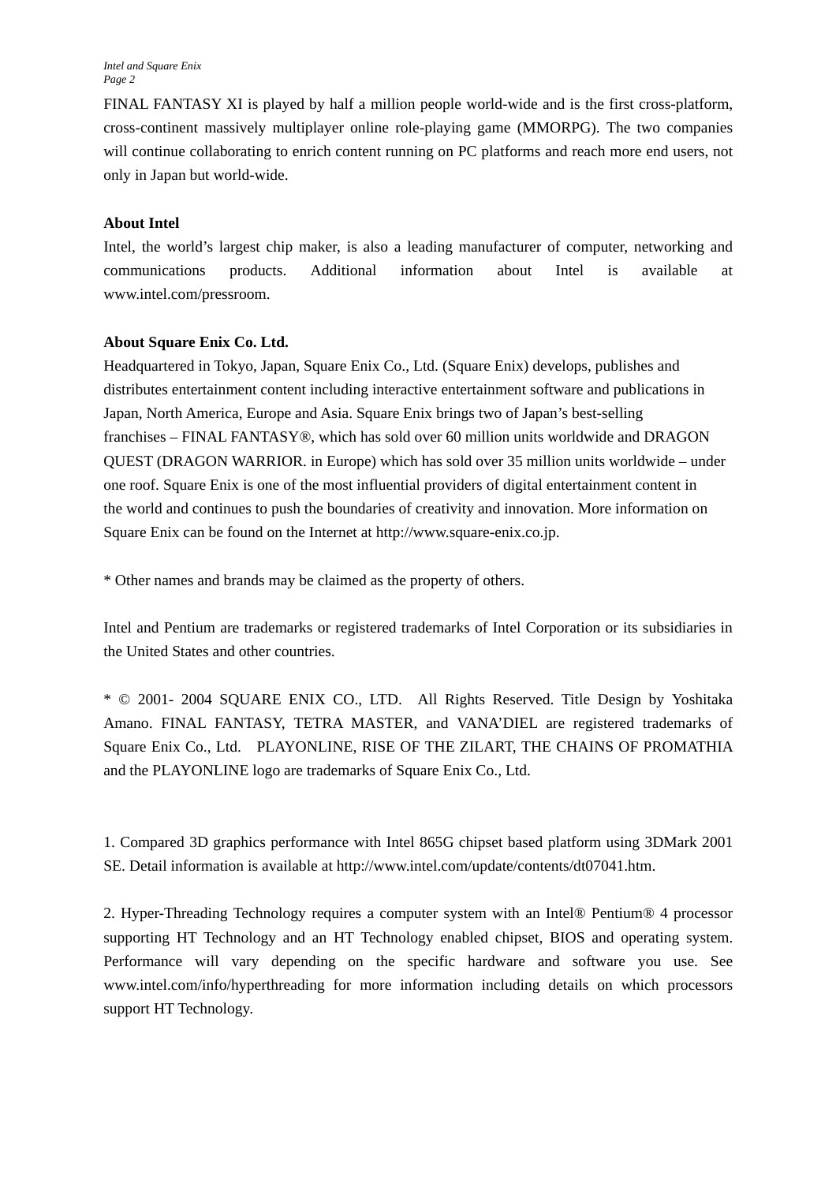FINAL FANTASY XI is played by half a million people world-wide and is the first cross-platform, cross-continent massively multiplayer online role-playing game (MMORPG). The two companies will continue collaborating to enrich content running on PC platforms and reach more end users, not only in Japan but world-wide.

**About Intel**

Intel, the world's largest chip maker, is also a leading manufacturer of computer, networking and communications products. Additional information about Intel is available at www.intel.com/pressroom.

**About Square Enix Co. Ltd.**

Headquartered in Tokyo, Japan, Square Enix Co., Ltd. (Square Enix) develops, publishes and distributes entertainment content including interactive entertainment software and publications in Japan, North America, Europe and Asia. Square Enix brings two of Japan's best-selling franchises – FINAL FANTASY®, which has sold over 60 million units worldwide and DRAGON QUEST (DRAGON WARRIOR. in Europe) which has sold over 35 million units worldwide – under one roof. Square Enix is one of the most influential providers of digital entertainment content in the world and continues to push the boundaries of creativity and innovation. More information on Square Enix can be found on the Internet at http://www.square-enix.co.jp.

* Other names and brands may be claimed as the property of others.

Intel and Pentium are trademarks or registered trademarks of Intel Corporation or its subsidiaries in the United States and other countries.

* © 2001- 2004 SQUARE ENIX CO., LTD. All Rights Reserved. Title Design by Yoshitaka Amano. FINAL FANTASY, TETRA MASTER, and VANA'DIEL are registered trademarks of Square Enix Co., Ltd. PLAYONLINE, RISE OF THE ZILART, THE CHAINS OF PROMATHIA and the PLAYONLINE logo are trademarks of Square Enix Co., Ltd.

1. Compared 3D graphics performance with Intel 865G chipset based platform using 3DMark 2001 SE. Detail information is available at http://www.intel.com/update/contents/dt07041.htm.

2. Hyper-Threading Technology requires a computer system with an Intel® Pentium® 4 processor supporting HT Technology and an HT Technology enabled chipset, BIOS and operating system. Performance will vary depending on the specific hardware and software you use. See www.intel.com/info/hyperthreading for more information including details on which processors support HT Technology.